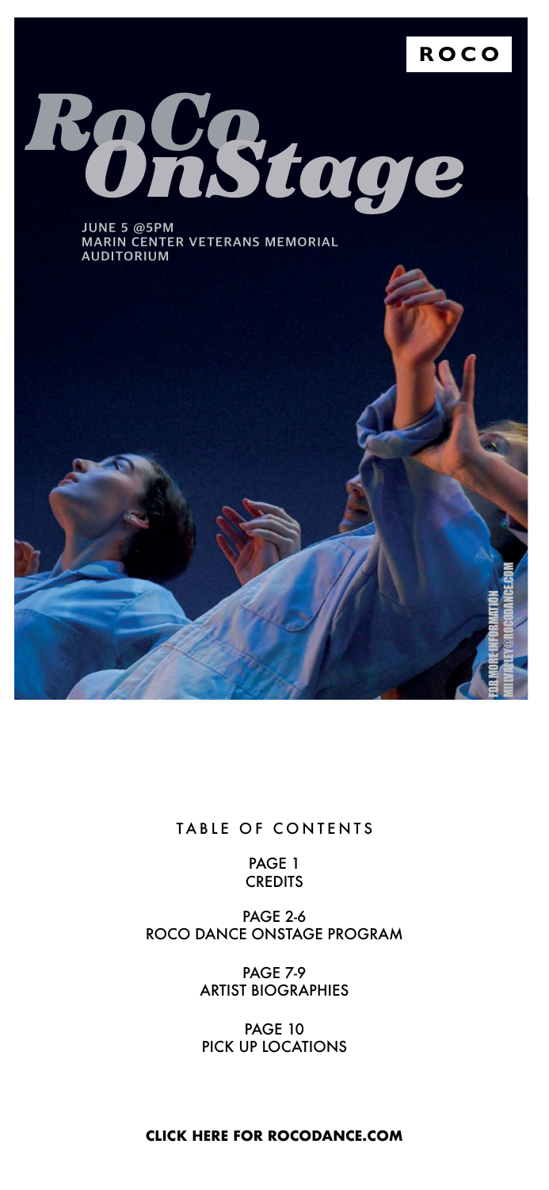**ROCO**

# RoCo OnStage

JUNE 5 @5PM
MARIN CENTER VETERANS MEMORIAL AUDITORIUM

FOR MORE INFORMATION
MILVALLEY@ROCODANCE.COM

TABLE OF CONTENTS

PAGE 1
CREDITS

PAGE 2-6
ROCO DANCE ONSTAGE PROGRAM

PAGE 7-9
ARTIST BIOGRAPHIES

PAGE 10
PICK UP LOCATIONS

**CLICK HERE FOR ROCODANCE.COM**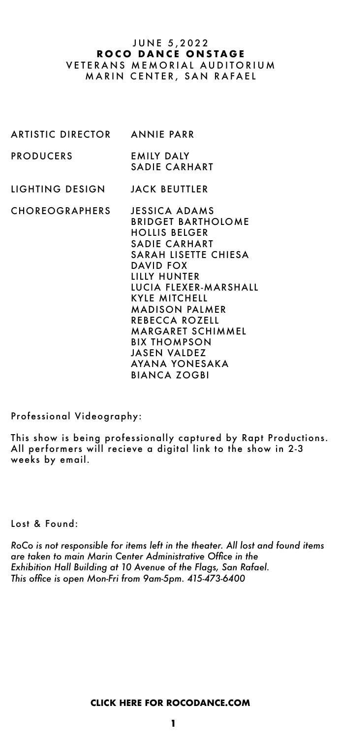JUNE 5,2022

**ROCO DANCE ONSTAGE**

VETERANS MEMORIAL AUDITORIUM

MARIN CENTER, SAN RAFAEL

| | |
|---|---|
| ARTISTIC DIRECTOR | ANNIE PARR |
| PRODUCERS | EMILY DALY<br>SADIE CARHART |
| LIGHTING DESIGN | JACK BEUTTLER |
| CHOREOGRAPHERS | JESSICA ADAMS<br>BRIDGET BARTHOLOME<br>HOLLIS BELGER<br>SADIE CARHART<br>SARAH LISETTE CHIESA<br>DAVID FOX<br>LILLY HUNTER<br>LUCIA FLEXER-MARSHALL<br>KYLE MITCHELL<br>MADISON PALMER<br>REBECCA ROZELL<br>MARGARET SCHIMMEL<br>BIX THOMPSON<br>JASEN VALDEZ<br>AYANA YONESAKA<br>BIANCA ZOGBI |

Professional Videography:

This show is being professionally captured by Rapt Productions. All performers will recieve a digital link to the show in 2-3 weeks by email.

Lost & Found:

*RoCo is not responsible for items left in the theater. All lost and found items are taken to main Marin Center Administrative Office in the Exhibition Hall Building at 10 Avenue of the Flags, San Rafael. This office is open Mon-Fri from 9am-5pm. 415-473-6400*

**CLICK HERE FOR ROCODANCE.COM**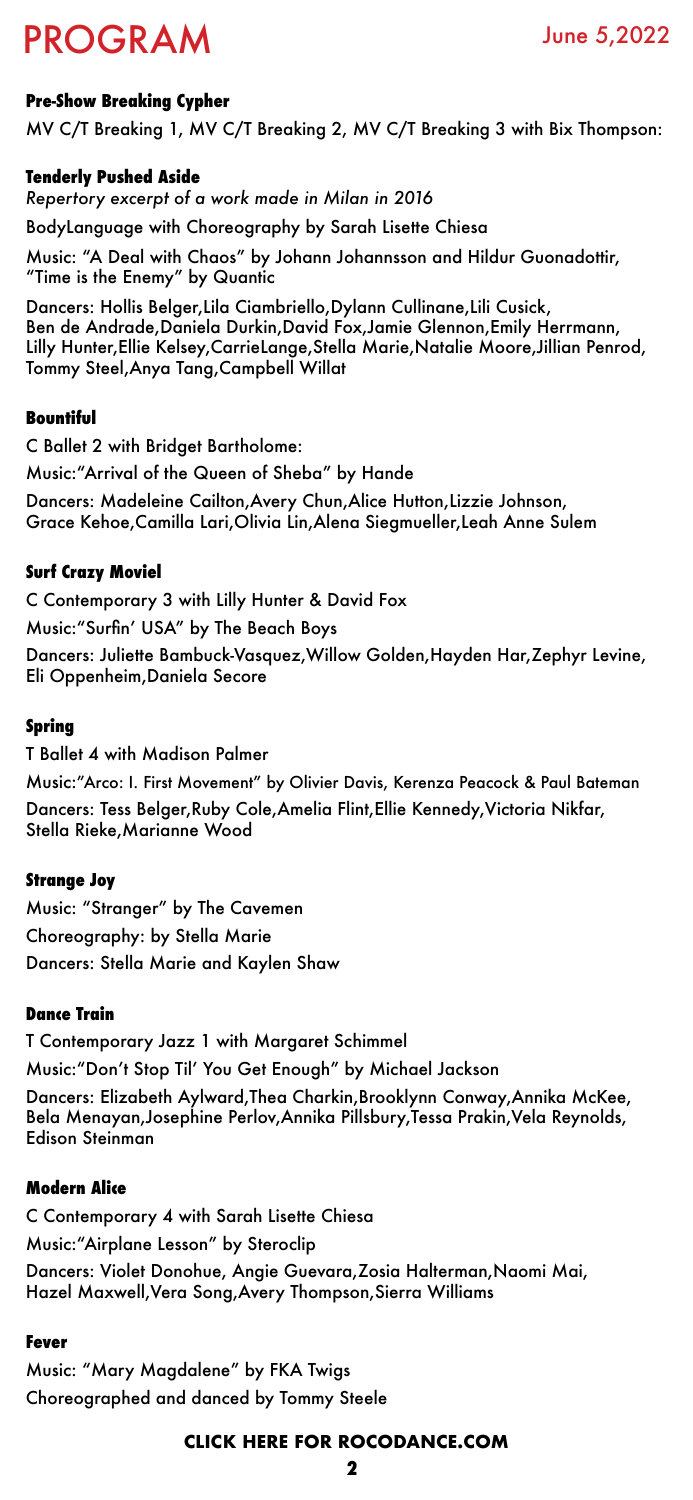# PROGRAM

June 5,2022

#### Pre-Show Breaking Cypher

MV C/T Breaking 1, MV C/T Breaking 2, MV C/T Breaking 3 with Bix Thompson:

#### Tenderly Pushed Aside

*Repertory excerpt of a work made in Milan in 2016*

BodyLanguage with Choreography by Sarah Lisette Chiesa

Music: "A Deal with Chaos" by Johann Johannsson and Hildur Guonadottir, "Time is the Enemy" by Quantic

Dancers: Hollis Belger,Lila Ciambriello,Dylann Cullinane,Lili Cusick, Ben de Andrade,Daniela Durkin,David Fox,Jamie Glennon,Emily Herrmann, Lilly Hunter,Ellie Kelsey,CarrieLange,Stella Marie,Natalie Moore,Jillian Penrod, Tommy Steel,Anya Tang,Campbell Willat

#### Bountiful

C Ballet 2 with Bridget Bartholome:

Music:"Arrival of the Queen of Sheba" by Hande

Dancers: Madeleine Cailton,Avery Chun,Alice Hutton,Lizzie Johnson, Grace Kehoe,Camilla Lari,Olivia Lin,Alena Siegmueller,Leah Anne Sulem

#### Surf Crazy Moviel

C Contemporary 3 with Lilly Hunter & David Fox

Music:"Surfin' USA" by The Beach Boys

Dancers: Juliette Bambuck-Vasquez,Willow Golden,Hayden Har,Zephyr Levine, Eli Oppenheim,Daniela Secore

#### Spring

T Ballet 4 with Madison Palmer

Music:"Arco: I. First Movement" by Olivier Davis, Kerenza Peacock & Paul Bateman

Dancers: Tess Belger,Ruby Cole,Amelia Flint,Ellie Kennedy,Victoria Nikfar, Stella Rieke,Marianne Wood

#### Strange Joy

Music: "Stranger" by The Cavemen

Choreography: by Stella Marie

Dancers: Stella Marie and Kaylen Shaw

#### Dance Train

T Contemporary Jazz 1 with Margaret Schimmel

Music:"Don't Stop Til' You Get Enough" by Michael Jackson

Dancers: Elizabeth Aylward,Thea Charkin,Brooklynn Conway,Annika McKee, Bela Menayan,Josephine Perlov,Annika Pillsbury,Tessa Prakin,Vela Reynolds, Edison Steinman

#### Modern Alice

C Contemporary 4 with Sarah Lisette Chiesa

Music:"Airplane Lesson" by Steroclip

Dancers: Violet Donohue, Angie Guevara,Zosia Halterman,Naomi Mai, Hazel Maxwell,Vera Song,Avery Thompson,Sierra Williams

#### Fever

Music: "Mary Magdalene" by FKA Twigs

Choreographed and danced by Tommy Steele

**CLICK HERE FOR ROCODANCE.COM**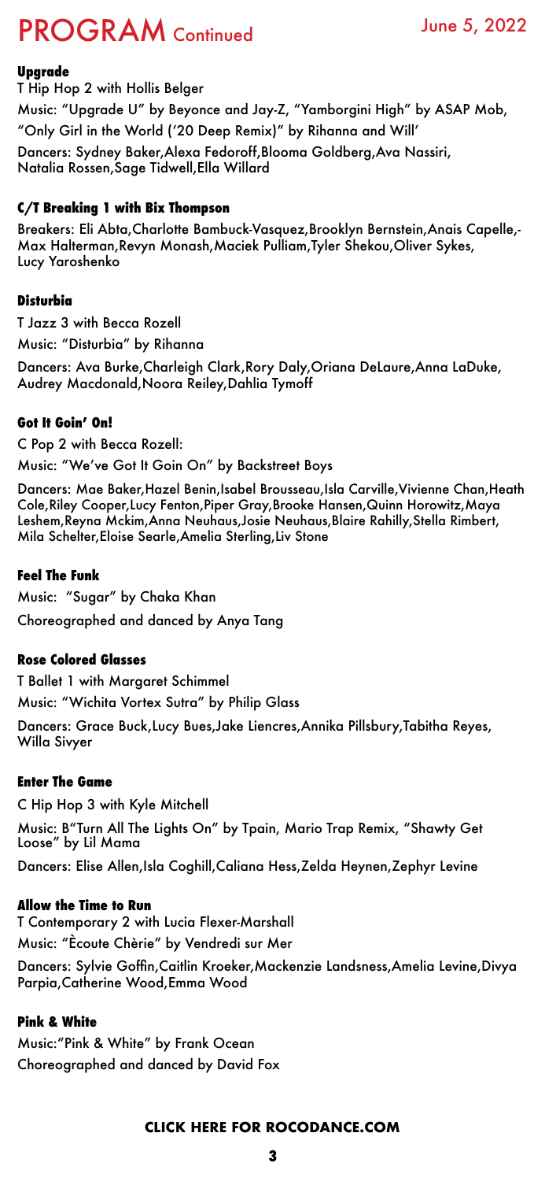# PROGRAM Continued

June 5, 2022

### Upgrade

T Hip Hop 2 with Hollis Belger

Music: "Upgrade U" by Beyonce and Jay-Z, "Yamborgini High" by ASAP Mob, "Only Girl in the World ('20 Deep Remix)" by Rihanna and Will'

Dancers: Sydney Baker,Alexa Fedoroff,Blooma Goldberg,Ava Nassiri, Natalia Rossen,Sage Tidwell,Ella Willard

### C/T Breaking 1 with Bix Thompson

Breakers: Eli Abta,Charlotte Bambuck-Vasquez,Brooklyn Bernstein,Anais Capelle,-Max Halterman,Revyn Monash,Maciek Pulliam,Tyler Shekou,Oliver Sykes, Lucy Yaroshenko

### Disturbia

T Jazz 3 with Becca Rozell

Music: "Disturbia" by Rihanna

Dancers: Ava Burke,Charleigh Clark,Rory Daly,Oriana DeLaure,Anna LaDuke, Audrey Macdonald,Noora Reiley,Dahlia Tymoff

### Got It Goin' On!

C Pop 2 with Becca Rozell:

Music: "We've Got It Goin On" by Backstreet Boys

Dancers: Mae Baker,Hazel Benin,Isabel Brousseau,Isla Carville,Vivienne Chan,Heath Cole,Riley Cooper,Lucy Fenton,Piper Gray,Brooke Hansen,Quinn Horowitz,Maya Leshem,Reyna Mckim,Anna Neuhaus,Josie Neuhaus,Blaire Rahilly,Stella Rimbert, Mila Schelter,Eloise Searle,Amelia Sterling,Liv Stone

### Feel The Funk

Music: "Sugar" by Chaka Khan

Choreographed and danced by Anya Tang

### Rose Colored Glasses

T Ballet 1 with Margaret Schimmel

Music: "Wichita Vortex Sutra" by Philip Glass

Dancers: Grace Buck,Lucy Bues,Jake Liencres,Annika Pillsbury,Tabitha Reyes, Willa Sivyer

### Enter The Game

C Hip Hop 3 with Kyle Mitchell

Music: B"Turn All The Lights On" by Tpain, Mario Trap Remix, "Shawty Get Loose" by Lil Mama

Dancers: Elise Allen,Isla Coghill,Caliana Hess,Zelda Heynen,Zephyr Levine

### Allow the Time to Run

T Contemporary 2 with Lucia Flexer-Marshall

Music: "Ècoute Chèrie" by Vendredi sur Mer

Dancers: Sylvie Goffin,Caitlin Kroeker,Mackenzie Landsness,Amelia Levine,Divya Parpia,Catherine Wood,Emma Wood

### Pink & White

Music:"Pink & White" by Frank Ocean

Choreographed and danced by David Fox

**CLICK HERE FOR ROCODANCE.COM**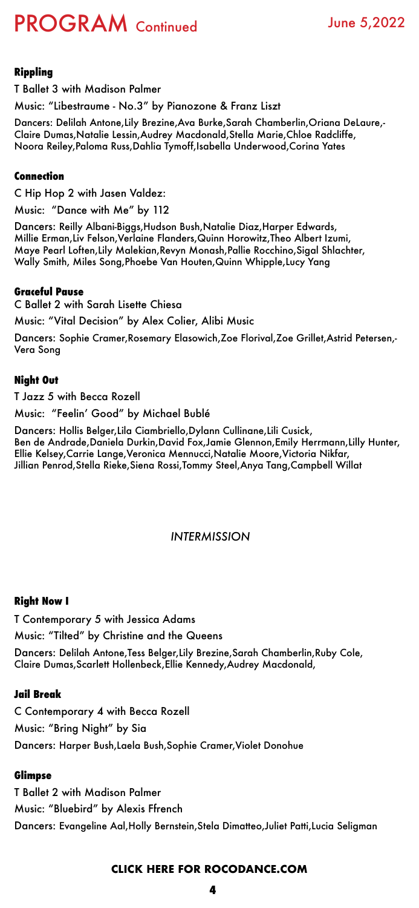# PROGRAM Continued

June 5,2022

### Rippling

T Ballet 3 with Madison Palmer

Music: "Libestraume - No.3" by Pianozone & Franz Liszt

Dancers: Delilah Antone,Lily Brezine,Ava Burke,Sarah Chamberlin,Oriana DeLaure,-Claire Dumas,Natalie Lessin,Audrey Macdonald,Stella Marie,Chloe Radcliffe, Noora Reiley,Paloma Russ,Dahlia Tymoff,Isabella Underwood,Corina Yates

### Connection

C Hip Hop 2 with Jasen Valdez:

Music: "Dance with Me" by 112

Dancers: Reilly Albani-Biggs,Hudson Bush,Natalie Diaz,Harper Edwards, Millie Erman,Liv Felson,Verlaine Flanders,Quinn Horowitz,Theo Albert Izumi, Maye Pearl Loften,Lily Malekian,Revyn Monash,Pallie Rocchino,Sigal Shlachter, Wally Smith, Miles Song,Phoebe Van Houten,Quinn Whipple,Lucy Yang

### Graceful Pause

C Ballet 2 with Sarah Lisette Chiesa

Music: "Vital Decision" by Alex Colier, Alibi Music

Dancers: Sophie Cramer,Rosemary Elasowich,Zoe Florival,Zoe Grillet,Astrid Petersen,-Vera Song

### Night Out

T Jazz 5 with Becca Rozell

Music: "Feelin' Good" by Michael Bublé

Dancers: Hollis Belger,Lila Ciambriello,Dylann Cullinane,Lili Cusick, Ben de Andrade,Daniela Durkin,David Fox,Jamie Glennon,Emily Herrmann,Lilly Hunter, Ellie Kelsey,Carrie Lange,Veronica Mennucci,Natalie Moore,Victoria Nikfar, Jillian Penrod,Stella Rieke,Siena Rossi,Tommy Steel,Anya Tang,Campbell Willat

*INTERMISSION*

### Right Now I

T Contemporary 5 with Jessica Adams

Music: "Tilted" by Christine and the Queens

Dancers: Delilah Antone,Tess Belger,Lily Brezine,Sarah Chamberlin,Ruby Cole, Claire Dumas,Scarlett Hollenbeck,Ellie Kennedy,Audrey Macdonald,

### Jail Break

C Contemporary 4 with Becca Rozell

Music: "Bring Night" by Sia

Dancers: Harper Bush,Laela Bush,Sophie Cramer,Violet Donohue

### Glimpse

T Ballet 2 with Madison Palmer

Music: "Bluebird" by Alexis Ffrench

Dancers: Evangeline Aal,Holly Bernstein,Stela Dimatteo,Juliet Patti,Lucia Seligman

**CLICK HERE FOR ROCODANCE.COM**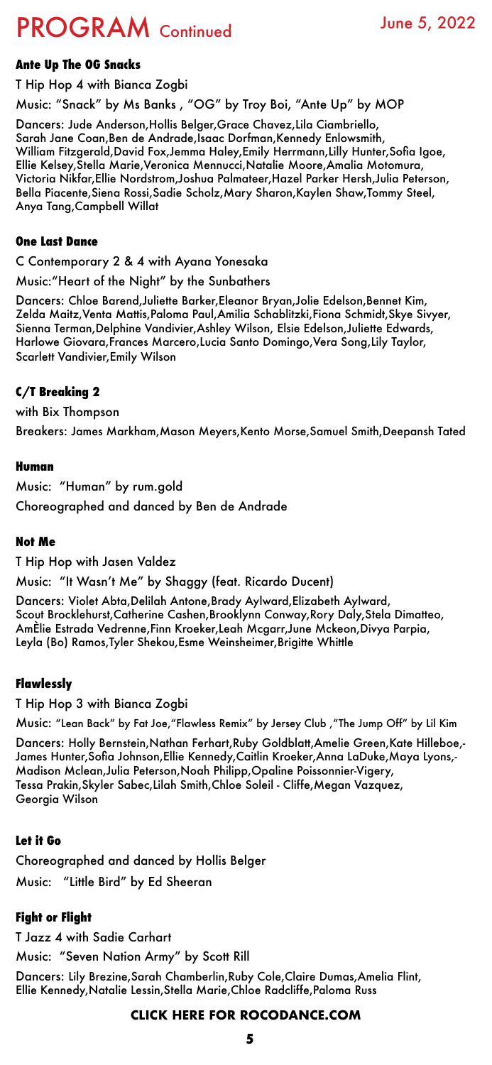# PROGRAM Continued

June 5, 2022

### Ante Up The OG Snacks

T Hip Hop 4 with Bianca Zogbi

Music: "Snack" by Ms Banks , "OG" by Troy Boi, "Ante Up" by MOP

Dancers: Jude Anderson,Hollis Belger,Grace Chavez,Lila Ciambriello, Sarah Jane Coan,Ben de Andrade,Isaac Dorfman,Kennedy Enlowsmith, William Fitzgerald,David Fox,Jemma Haley,Emily Herrmann,Lilly Hunter,Sofia Igoe, Ellie Kelsey,Stella Marie,Veronica Mennucci,Natalie Moore,Amalia Motomura, Victoria Nikfar,Ellie Nordstrom,Joshua Palmateer,Hazel Parker Hersh,Julia Peterson, Bella Piacente,Siena Rossi,Sadie Scholz,Mary Sharon,Kaylen Shaw,Tommy Steel, Anya Tang,Campbell Willat

### One Last Dance

C Contemporary 2 & 4 with Ayana Yonesaka

Music:"Heart of the Night" by the Sunbathers

Dancers: Chloe Barend,Juliette Barker,Eleanor Bryan,Jolie Edelson,Bennet Kim, Zelda Maitz,Venta Mattis,Paloma Paul,Amilia Schablitzki,Fiona Schmidt,Skye Sivyer, Sienna Terman,Delphine Vandivier,Ashley Wilson, Elsie Edelson,Juliette Edwards, Harlowe Giovara,Frances Marcero,Lucia Santo Domingo,Vera Song,Lily Taylor, Scarlett Vandivier,Emily Wilson

### C/T Breaking 2

with Bix Thompson

Breakers: James Markham,Mason Meyers,Kento Morse,Samuel Smith,Deepansh Tated

### Human

Music: "Human" by rum.gold

Choreographed and danced by Ben de Andrade

### Not Me

T Hip Hop with Jasen Valdez

Music: "It Wasn't Me" by Shaggy (feat. Ricardo Ducent)

Dancers: Violet Abta,Delilah Antone,Brady Aylward,Elizabeth Aylward, Scout Brocklehurst,Catherine Cashen,Brooklynn Conway,Rory Daly,Stela Dimatteo, AmÈlie Estrada Vedrenne,Finn Kroeker,Leah Mcgarr,June Mckeon,Divya Parpia, Leyla (Bo) Ramos,Tyler Shekou,Esme Weinsheimer,Brigitte Whittle

### Flawlessly

T Hip Hop 3 with Bianca Zogbi

Music: "Lean Back" by Fat Joe,"Flawless Remix" by Jersey Club ,"The Jump Off" by Lil Kim

Dancers: Holly Bernstein,Nathan Ferhart,Ruby Goldblatt,Amelie Green,Kate Hilleboe,- James Hunter,Sofia Johnson,Ellie Kennedy,Caitlin Kroeker,Anna LaDuke,Maya Lyons,- Madison Mclean,Julia Peterson,Noah Philipp,Opaline Poissonnier-Vigery, Tessa Prakin,Skyler Sabec,Lilah Smith,Chloe Soleil - Cliffe,Megan Vazquez, Georgia Wilson

### Let it Go

Choreographed and danced by Hollis Belger

Music: "Little Bird" by Ed Sheeran

### Fight or Flight

T Jazz 4 with Sadie Carhart

Music: "Seven Nation Army" by Scott Rill

Dancers: Lily Brezine,Sarah Chamberlin,Ruby Cole,Claire Dumas,Amelia Flint, Ellie Kennedy,Natalie Lessin,Stella Marie,Chloe Radcliffe,Paloma Russ

**CLICK HERE FOR ROCODANCE.COM**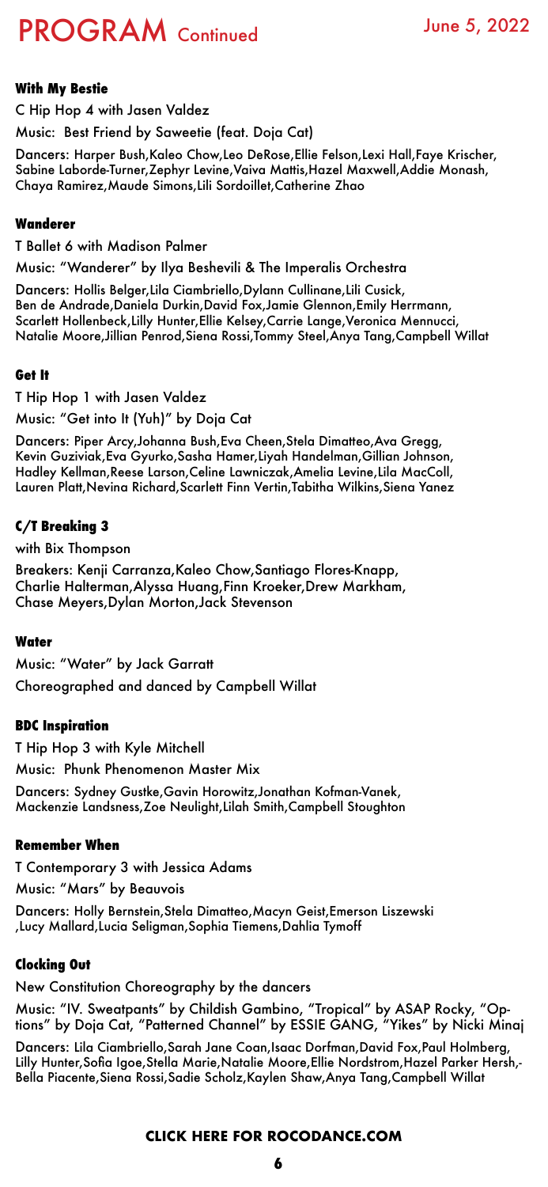# PROGRAM Continued

June 5, 2022

### With My Bestie

C Hip Hop 4 with Jasen Valdez

Music: Best Friend by Saweetie (feat. Doja Cat)

Dancers: Harper Bush,Kaleo Chow,Leo DeRose,Ellie Felson,Lexi Hall,Faye Krischer, Sabine Laborde-Turner,Zephyr Levine,Vaiva Mattis,Hazel Maxwell,Addie Monash, Chaya Ramirez,Maude Simons,Lili Sordoillet,Catherine Zhao

### Wanderer

T Ballet 6 with Madison Palmer

Music: "Wanderer" by Ilya Beshevili & The Imperalis Orchestra

Dancers: Hollis Belger,Lila Ciambriello,Dylann Cullinane,Lili Cusick, Ben de Andrade,Daniela Durkin,David Fox,Jamie Glennon,Emily Herrmann, Scarlett Hollenbeck,Lilly Hunter,Ellie Kelsey,Carrie Lange,Veronica Mennucci, Natalie Moore,Jillian Penrod,Siena Rossi,Tommy Steel,Anya Tang,Campbell Willat

### Get It

T Hip Hop 1 with Jasen Valdez

Music: "Get into It (Yuh)" by Doja Cat

Dancers: Piper Arcy,Johanna Bush,Eva Cheen,Stela Dimatteo,Ava Gregg, Kevin Guziviak,Eva Gyurko,Sasha Hamer,Liyah Handelman,Gillian Johnson, Hadley Kellman,Reese Larson,Celine Lawniczak,Amelia Levine,Lila MacColl, Lauren Platt,Nevina Richard,Scarlett Finn Vertin,Tabitha Wilkins,Siena Yanez

### C/T Breaking 3

with Bix Thompson

Breakers: Kenji Carranza,Kaleo Chow,Santiago Flores-Knapp, Charlie Halterman,Alyssa Huang,Finn Kroeker,Drew Markham, Chase Meyers,Dylan Morton,Jack Stevenson

### Water

Music: "Water" by Jack Garratt

Choreographed and danced by Campbell Willat

### BDC Inspiration

T Hip Hop 3 with Kyle Mitchell

Music: Phunk Phenomenon Master Mix

Dancers: Sydney Gustke,Gavin Horowitz,Jonathan Kofman-Vanek, Mackenzie Landsness,Zoe Neulight,Lilah Smith,Campbell Stoughton

### Remember When

T Contemporary 3 with Jessica Adams

Music: "Mars" by Beauvois

Dancers: Holly Bernstein,Stela Dimatteo,Macyn Geist,Emerson Liszewski ,Lucy Mallard,Lucia Seligman,Sophia Tiemens,Dahlia Tymoff

### Clocking Out

New Constitution Choreography by the dancers

Music: "IV. Sweatpants" by Childish Gambino, "Tropical" by ASAP Rocky, "Options" by Doja Cat, "Patterned Channel" by ESSIE GANG, "Yikes" by Nicki Minaj

Dancers: Lila Ciambriello,Sarah Jane Coan,Isaac Dorfman,David Fox,Paul Holmberg, Lilly Hunter,Sofia Igoe,Stella Marie,Natalie Moore,Ellie Nordstrom,Hazel Parker Hersh,-Bella Piacente,Siena Rossi,Sadie Scholz,Kaylen Shaw,Anya Tang,Campbell Willat

**CLICK HERE FOR ROCODANCE.COM**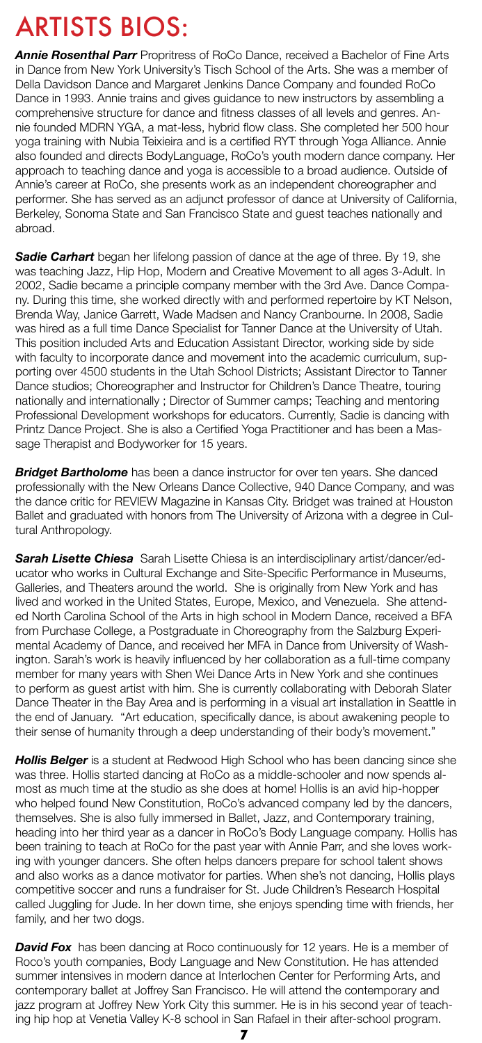# ARTISTS BIOS:

***Annie Rosenthal Parr*** Propritress of RoCo Dance, received a Bachelor of Fine Arts in Dance from New York University's Tisch School of the Arts. She was a member of Della Davidson Dance and Margaret Jenkins Dance Company and founded RoCo Dance in 1993. Annie trains and gives guidance to new instructors by assembling a comprehensive structure for dance and fitness classes of all levels and genres. Annie founded MDRN YGA, a mat-less, hybrid flow class. She completed her 500 hour yoga training with Nubia Teixieira and is a certified RYT through Yoga Alliance. Annie also founded and directs BodyLanguage, RoCo's youth modern dance company. Her approach to teaching dance and yoga is accessible to a broad audience. Outside of Annie's career at RoCo, she presents work as an independent choreographer and performer. She has served as an adjunct professor of dance at University of California, Berkeley, Sonoma State and San Francisco State and guest teaches nationally and abroad.

***Sadie Carhart*** began her lifelong passion of dance at the age of three. By 19, she was teaching Jazz, Hip Hop, Modern and Creative Movement to all ages 3-Adult. In 2002, Sadie became a principle company member with the 3rd Ave. Dance Company. During this time, she worked directly with and performed repertoire by KT Nelson, Brenda Way, Janice Garrett, Wade Madsen and Nancy Cranbourne. In 2008, Sadie was hired as a full time Dance Specialist for Tanner Dance at the University of Utah. This position included Arts and Education Assistant Director, working side by side with faculty to incorporate dance and movement into the academic curriculum, supporting over 4500 students in the Utah School Districts; Assistant Director to Tanner Dance studios; Choreographer and Instructor for Children's Dance Theatre, touring nationally and internationally ; Director of Summer camps; Teaching and mentoring Professional Development workshops for educators. Currently, Sadie is dancing with Printz Dance Project. She is also a Certified Yoga Practitioner and has been a Massage Therapist and Bodyworker for 15 years.

***Bridget Bartholome*** has been a dance instructor for over ten years. She danced professionally with the New Orleans Dance Collective, 940 Dance Company, and was the dance critic for REVIEW Magazine in Kansas City. Bridget was trained at Houston Ballet and graduated with honors from The University of Arizona with a degree in Cultural Anthropology.

***Sarah Lisette Chiesa*** Sarah Lisette Chiesa is an interdisciplinary artist/dancer/educator who works in Cultural Exchange and Site-Specific Performance in Museums, Galleries, and Theaters around the world. She is originally from New York and has lived and worked in the United States, Europe, Mexico, and Venezuela. She attended North Carolina School of the Arts in high school in Modern Dance, received a BFA from Purchase College, a Postgraduate in Choreography from the Salzburg Experimental Academy of Dance, and received her MFA in Dance from University of Washington. Sarah's work is heavily influenced by her collaboration as a full-time company member for many years with Shen Wei Dance Arts in New York and she continues to perform as guest artist with him. She is currently collaborating with Deborah Slater Dance Theater in the Bay Area and is performing in a visual art installation in Seattle in the end of January. "Art education, specifically dance, is about awakening people to their sense of humanity through a deep understanding of their body's movement."

***Hollis Belger*** is a student at Redwood High School who has been dancing since she was three. Hollis started dancing at RoCo as a middle-schooler and now spends almost as much time at the studio as she does at home! Hollis is an avid hip-hopper who helped found New Constitution, RoCo's advanced company led by the dancers, themselves. She is also fully immersed in Ballet, Jazz, and Contemporary training, heading into her third year as a dancer in RoCo's Body Language company. Hollis has been training to teach at RoCo for the past year with Annie Parr, and she loves working with younger dancers. She often helps dancers prepare for school talent shows and also works as a dance motivator for parties. When she's not dancing, Hollis plays competitive soccer and runs a fundraiser for St. Jude Children's Research Hospital called Juggling for Jude. In her down time, she enjoys spending time with friends, her family, and her two dogs.

***David Fox*** has been dancing at Roco continuously for 12 years. He is a member of Roco's youth companies, Body Language and New Constitution. He has attended summer intensives in modern dance at Interlochen Center for Performing Arts, and contemporary ballet at Joffrey San Francisco. He will attend the contemporary and jazz program at Joffrey New York City this summer. He is in his second year of teaching hip hop at Venetia Valley K-8 school in San Rafael in their after-school program.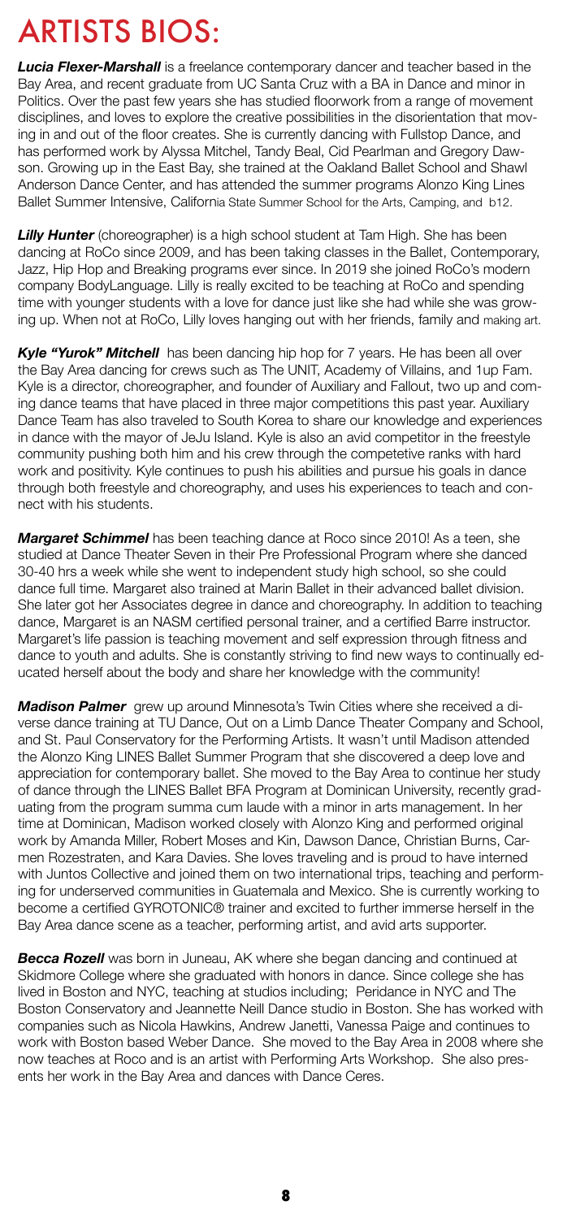# ARTISTS BIOS:

***Lucia Flexer-Marshall*** is a freelance contemporary dancer and teacher based in the Bay Area, and recent graduate from UC Santa Cruz with a BA in Dance and minor in Politics. Over the past few years she has studied floorwork from a range of movement disciplines, and loves to explore the creative possibilities in the disorientation that moving in and out of the floor creates. She is currently dancing with Fullstop Dance, and has performed work by Alyssa Mitchel, Tandy Beal, Cid Pearlman and Gregory Dawson. Growing up in the East Bay, she trained at the Oakland Ballet School and Shawl Anderson Dance Center, and has attended the summer programs Alonzo King Lines Ballet Summer Intensive, California State Summer School for the Arts, Camping, and b12.

***Lilly Hunter*** (choreographer) is a high school student at Tam High. She has been dancing at RoCo since 2009, and has been taking classes in the Ballet, Contemporary, Jazz, Hip Hop and Breaking programs ever since. In 2019 she joined RoCo's modern company BodyLanguage. Lilly is really excited to be teaching at RoCo and spending time with younger students with a love for dance just like she had while she was growing up. When not at RoCo, Lilly loves hanging out with her friends, family and making art.

***Kyle "Yurok" Mitchell*** has been dancing hip hop for 7 years. He has been all over the Bay Area dancing for crews such as The UNIT, Academy of Villains, and 1up Fam. Kyle is a director, choreographer, and founder of Auxiliary and Fallout, two up and coming dance teams that have placed in three major competitions this past year. Auxiliary Dance Team has also traveled to South Korea to share our knowledge and experiences in dance with the mayor of JeJu Island. Kyle is also an avid competitor in the freestyle community pushing both him and his crew through the competetive ranks with hard work and positivity. Kyle continues to push his abilities and pursue his goals in dance through both freestyle and choreography, and uses his experiences to teach and connect with his students.

***Margaret Schimmel*** has been teaching dance at Roco since 2010! As a teen, she studied at Dance Theater Seven in their Pre Professional Program where she danced 30-40 hrs a week while she went to independent study high school, so she could dance full time. Margaret also trained at Marin Ballet in their advanced ballet division. She later got her Associates degree in dance and choreography. In addition to teaching dance, Margaret is an NASM certified personal trainer, and a certified Barre instructor. Margaret's life passion is teaching movement and self expression through fitness and dance to youth and adults. She is constantly striving to find new ways to continually educated herself about the body and share her knowledge with the community!

***Madison Palmer*** grew up around Minnesota's Twin Cities where she received a diverse dance training at TU Dance, Out on a Limb Dance Theater Company and School, and St. Paul Conservatory for the Performing Artists. It wasn't until Madison attended the Alonzo King LINES Ballet Summer Program that she discovered a deep love and appreciation for contemporary ballet. She moved to the Bay Area to continue her study of dance through the LINES Ballet BFA Program at Dominican University, recently graduating from the program summa cum laude with a minor in arts management. In her time at Dominican, Madison worked closely with Alonzo King and performed original work by Amanda Miller, Robert Moses and Kin, Dawson Dance, Christian Burns, Carmen Rozestraten, and Kara Davies. She loves traveling and is proud to have interned with Juntos Collective and joined them on two international trips, teaching and performing for underserved communities in Guatemala and Mexico. She is currently working to become a certified GYROTONIC® trainer and excited to further immerse herself in the Bay Area dance scene as a teacher, performing artist, and avid arts supporter.

***Becca Rozell*** was born in Juneau, AK where she began dancing and continued at Skidmore College where she graduated with honors in dance. Since college she has lived in Boston and NYC, teaching at studios including; Peridance in NYC and The Boston Conservatory and Jeannette Neill Dance studio in Boston. She has worked with companies such as Nicola Hawkins, Andrew Janetti, Vanessa Paige and continues to work with Boston based Weber Dance. She moved to the Bay Area in 2008 where she now teaches at Roco and is an artist with Performing Arts Workshop. She also presents her work in the Bay Area and dances with Dance Ceres.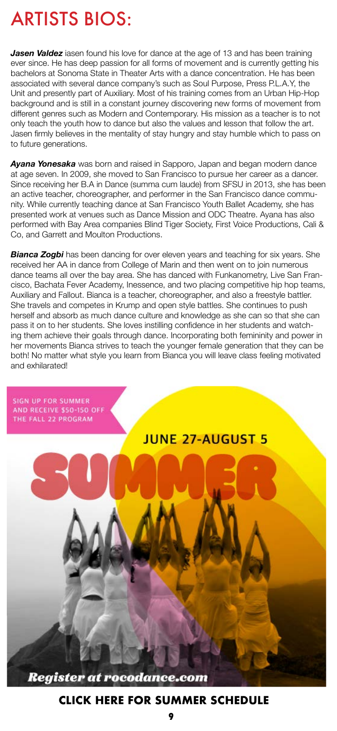# ARTISTS BIOS:

***Jasen Valdez*** iasen found his love for dance at the age of 13 and has been training ever since. He has deep passion for all forms of movement and is currently getting his bachelors at Sonoma State in Theater Arts with a dance concentration. He has been associated with several dance company's such as Soul Purpose, Press P.L.A.Y, the Unit and presently part of Auxiliary. Most of his training comes from an Urban Hip-Hop background and is still in a constant journey discovering new forms of movement from different genres such as Modern and Contemporary. His mission as a teacher is to not only teach the youth how to dance but also the values and lesson that follow the art. Jasen firmly believes in the mentality of stay hungry and stay humble which to pass on to future generations.

***Ayana Yonesaka*** was born and raised in Sapporo, Japan and began modern dance at age seven. In 2009, she moved to San Francisco to pursue her career as a dancer. Since receiving her B.A in Dance (summa cum laude) from SFSU in 2013, she has been an active teacher, choreographer, and performer in the San Francisco dance community. While currently teaching dance at San Francisco Youth Ballet Academy, she has presented work at venues such as Dance Mission and ODC Theatre. Ayana has also performed with Bay Area companies Blind Tiger Society, First Voice Productions, Cali & Co, and Garrett and Moulton Productions.

***Bianca Zogbi*** has been dancing for over eleven years and teaching for six years. She received her AA in dance from College of Marin and then went on to join numerous dance teams all over the bay area. She has danced with Funkanometry, Live San Francisco, Bachata Fever Academy, Inessence, and two placing competitive hip hop teams, Auxiliary and Fallout. Bianca is a teacher, choreographer, and also a freestyle battler. She travels and competes in Krump and open style battles. She continues to push herself and absorb as much dance culture and knowledge as she can so that she can pass it on to her students. She loves instilling confidence in her students and watching them achieve their goals through dance. Incorporating both femininity and power in her movements Bianca strives to teach the younger female generation that they can be both! No matter what style you learn from Bianca you will leave class feeling motivated and exhilarated!

SIGN UP FOR SUMMER AND RECEIVE $50-150 OFF THE FALL 22 PROGRAM

JUNE 27-AUGUST 5

SUMMER

*Register at rocodance.com*

**CLICK HERE FOR SUMMER SCHEDULE**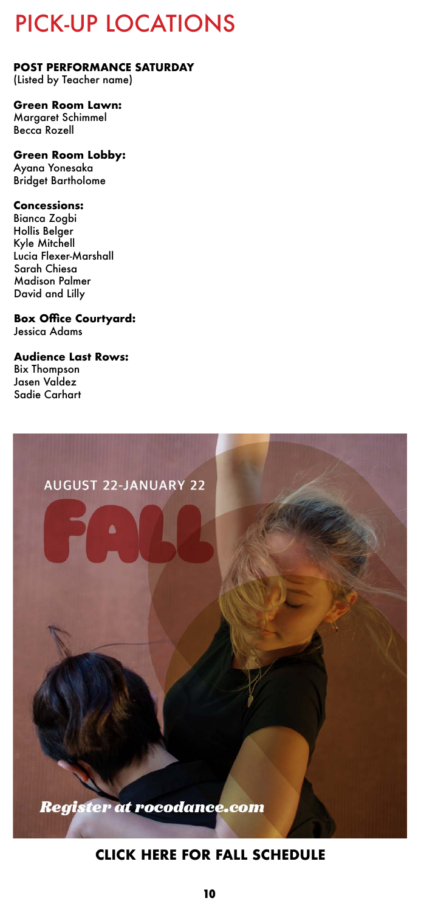# PICK-UP LOCATIONS

**POST PERFORMANCE SATURDAY**
(Listed by Teacher name)

**Green Room Lawn:**
Margaret Schimmel
Becca Rozell

**Green Room Lobby:**
Ayana Yonesaka
Bridget Bartholome

**Concessions:**
Bianca Zogbi
Hollis Belger
Kyle Mitchell
Lucia Flexer-Marshall
Sarah Chiesa
Madison Palmer
David and Lilly

**Box Office Courtyard:**
Jessica Adams

**Audience Last Rows:**
Bix Thompson
Jasen Valdez
Sadie Carhart

AUGUST 22-JANUARY 22

FALL

*Register at rocodance.com*

**CLICK HERE FOR FALL SCHEDULE**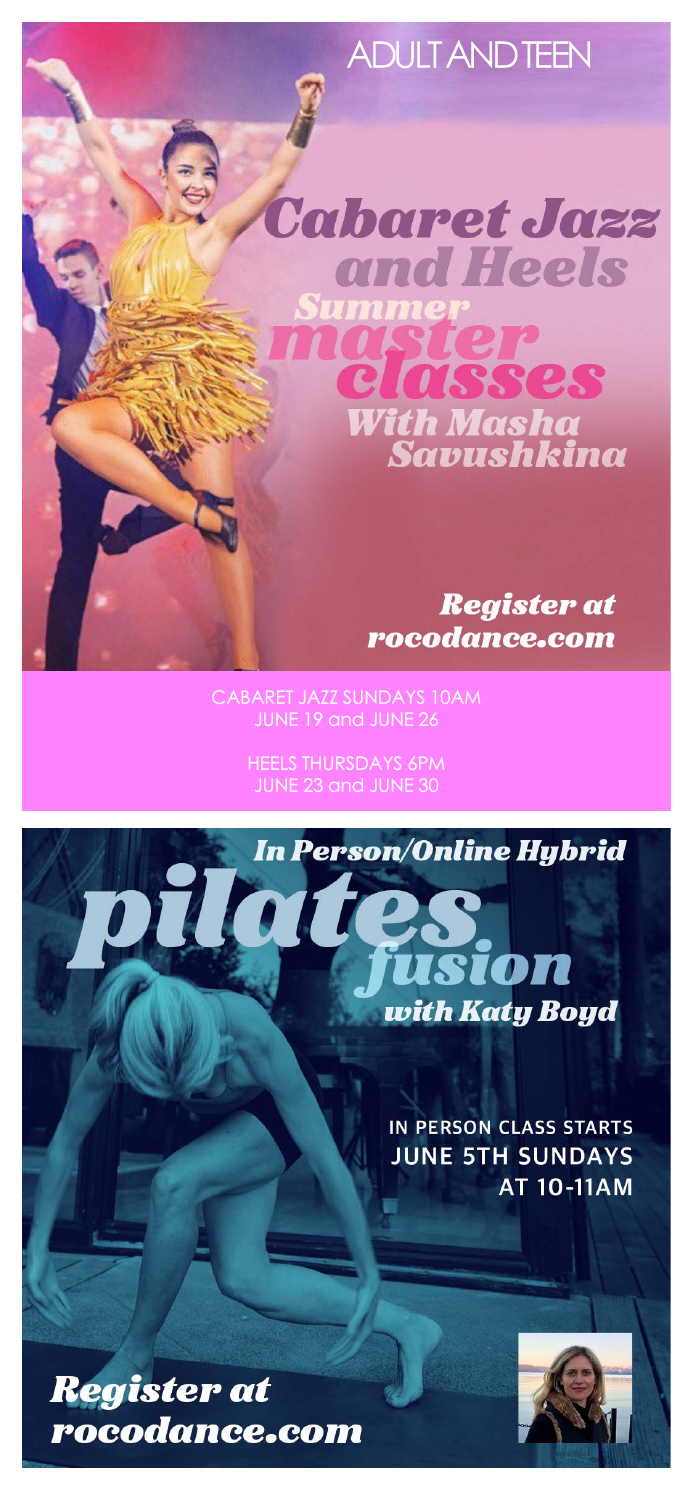ADULT AND TEEN

# Cabaret Jazz and Heels

## Summer master classes

### With Masha Savushkina

*Register at rocodance.com*

CABARET JAZZ SUNDAYS 10AM
JUNE 19 and JUNE 26

HEELS THURSDAYS 6PM
JUNE 23 and JUNE 30

*In Person/Online Hybrid*

# pilates fusion

### with Katy Boyd

IN PERSON CLASS STARTS
JUNE 5TH SUNDAYS
AT 10-11AM

*Register at rocodance.com*